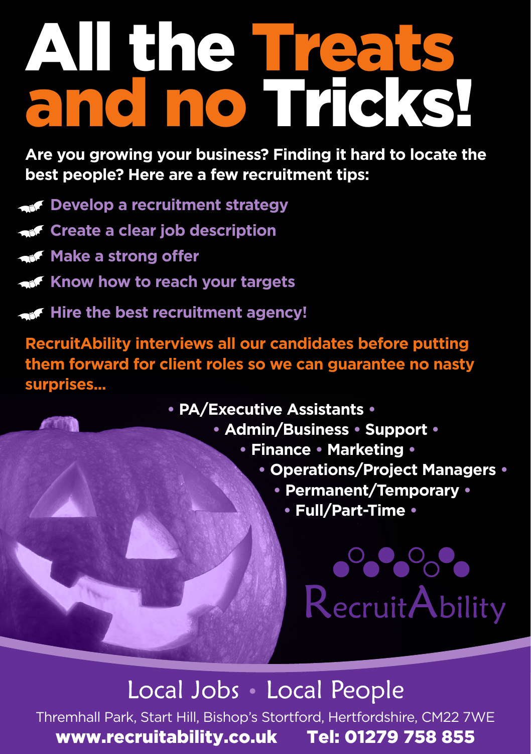# All the Treats and no Tricks!

**Are you growing your business? Finding it hard to locate the best people? Here are a few recruitment tips:**

- **Develop a recruitment strategy**
- **Create a clear job description**
- **Make a strong offer**
- **Know how to reach your targets**
- **Hire the best recruitment agency!**

**RecruitAbility interviews all our candidates before putting them forward for client roles so we can guarantee no nasty surprises...**

**• PA/Executive Assistants •**
**• Admin/Business • Support •**
**• Finance • Marketing •**
**• Operations/Project Managers •**
**• Permanent/Temporary •**
**• Full/Part-Time •**

RecruitAbility

Local Jobs • Local People

Thremhall Park, Start Hill, Bishop's Stortford, Hertfordshire, CM22 7WE

**www.recruitability.co.uk Tel: 01279 758 855**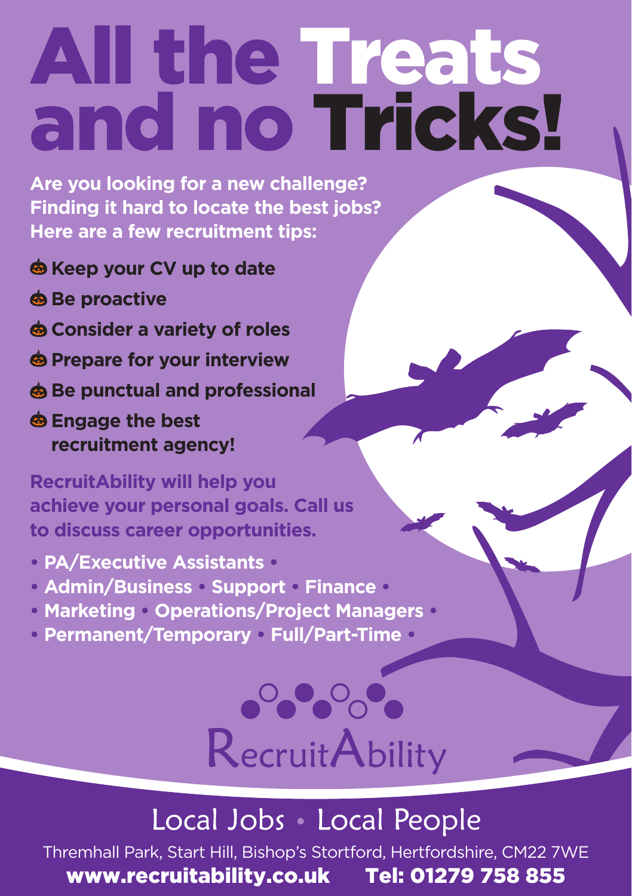# All the Treats and no Tricks!

**Are you looking for a new challenge?**
**Finding it hard to locate the best jobs?**
**Here are a few recruitment tips:**

- **Keep your CV up to date**
- **Be proactive**
- **Consider a variety of roles**
- **Prepare for your interview**
- **Be punctual and professional**
- **Engage the best recruitment agency!**

**RecruitAbility will help you achieve your personal goals. Call us to discuss career opportunities.**

- **PA/Executive Assistants**
- **Admin/Business • Support • Finance**
- **Marketing • Operations/Project Managers**
- **Permanent/Temporary • Full/Part-Time**

RecruitAbility

## Local Jobs • Local People

Thremhall Park, Start Hill, Bishop's Stortford, Hertfordshire, CM22 7WE

**www.recruitability.co.uk Tel: 01279 758 855**